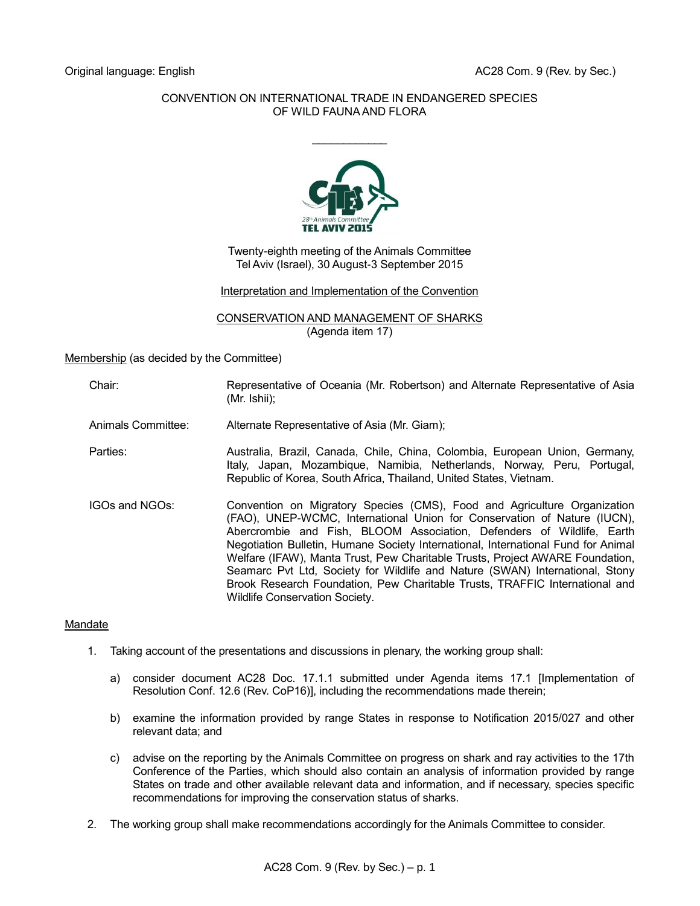Original language: English

AC28 Com. 9 (Rev. by Sec.)

CONVENTION ON INTERNATIONAL TRADE IN ENDANGERED SPECIES OF WILD FAUNA AND FLORA

\_\_\_\_\_\_\_\_\_\_\_\_\_\_\_\_\_\_\_\_

Twenty-eighth meeting of the Animals Committee
Tel Aviv (Israel), 30 August-3 September 2015

Interpretation and Implementation of the Convention

CONSERVATION AND MANAGEMENT OF SHARKS
(Agenda item 17)

Membership (as decided by the Committee)

Chair: Representative of Oceania (Mr. Robertson) and Alternate Representative of Asia (Mr. Ishii);

Animals Committee: Alternate Representative of Asia (Mr. Giam);

Parties: Australia, Brazil, Canada, Chile, China, Colombia, European Union, Germany, Italy, Japan, Mozambique, Namibia, Netherlands, Norway, Peru, Portugal, Republic of Korea, South Africa, Thailand, United States, Vietnam.

IGOs and NGOs: Convention on Migratory Species (CMS), Food and Agriculture Organization (FAO), UNEP-WCMC, International Union for Conservation of Nature (IUCN), Abercrombie and Fish, BLOOM Association, Defenders of Wildlife, Earth Negotiation Bulletin, Humane Society International, International Fund for Animal Welfare (IFAW), Manta Trust, Pew Charitable Trusts, Project AWARE Foundation, Seamarc Pvt Ltd, Society for Wildlife and Nature (SWAN) International, Stony Brook Research Foundation, Pew Charitable Trusts, TRAFFIC International and Wildlife Conservation Society.

Mandate

1. Taking account of the presentations and discussions in plenary, the working group shall:

   a) consider document AC28 Doc. 17.1.1 submitted under Agenda items 17.1 [Implementation of Resolution Conf. 12.6 (Rev. CoP16)], including the recommendations made therein;

   b) examine the information provided by range States in response to Notification 2015/027 and other relevant data; and

   c) advise on the reporting by the Animals Committee on progress on shark and ray activities to the 17th Conference of the Parties, which should also contain an analysis of information provided by range States on trade and other available relevant data and information, and if necessary, species specific recommendations for improving the conservation status of sharks.

2. The working group shall make recommendations accordingly for the Animals Committee to consider.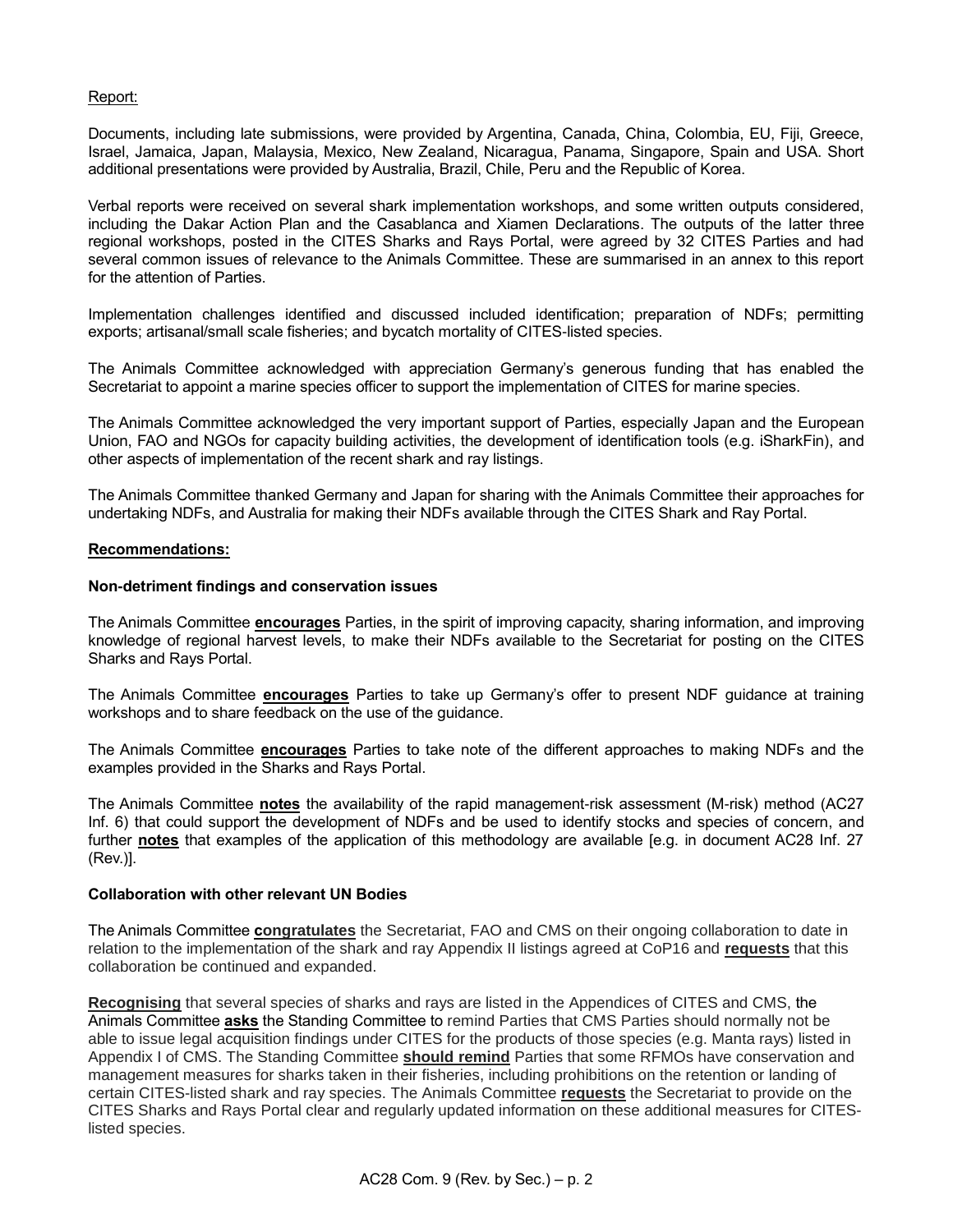Report:

Documents, including late submissions, were provided by Argentina, Canada, China, Colombia, EU, Fiji, Greece, Israel, Jamaica, Japan, Malaysia, Mexico, New Zealand, Nicaragua, Panama, Singapore, Spain and USA. Short additional presentations were provided by Australia, Brazil, Chile, Peru and the Republic of Korea.

Verbal reports were received on several shark implementation workshops, and some written outputs considered, including the Dakar Action Plan and the Casablanca and Xiamen Declarations. The outputs of the latter three regional workshops, posted in the CITES Sharks and Rays Portal, were agreed by 32 CITES Parties and had several common issues of relevance to the Animals Committee. These are summarised in an annex to this report for the attention of Parties.

Implementation challenges identified and discussed included identification; preparation of NDFs; permitting exports; artisanal/small scale fisheries; and bycatch mortality of CITES-listed species.

The Animals Committee acknowledged with appreciation Germany's generous funding that has enabled the Secretariat to appoint a marine species officer to support the implementation of CITES for marine species.

The Animals Committee acknowledged the very important support of Parties, especially Japan and the European Union, FAO and NGOs for capacity building activities, the development of identification tools (e.g. iSharkFin), and other aspects of implementation of the recent shark and ray listings.

The Animals Committee thanked Germany and Japan for sharing with the Animals Committee their approaches for undertaking NDFs, and Australia for making their NDFs available through the CITES Shark and Ray Portal.

**Recommendations:**

**Non-detriment findings and conservation issues**

The Animals Committee **encourages** Parties, in the spirit of improving capacity, sharing information, and improving knowledge of regional harvest levels, to make their NDFs available to the Secretariat for posting on the CITES Sharks and Rays Portal.

The Animals Committee **encourages** Parties to take up Germany's offer to present NDF guidance at training workshops and to share feedback on the use of the guidance.

The Animals Committee **encourages** Parties to take note of the different approaches to making NDFs and the examples provided in the Sharks and Rays Portal.

The Animals Committee **notes** the availability of the rapid management-risk assessment (M-risk) method (AC27 Inf. 6) that could support the development of NDFs and be used to identify stocks and species of concern, and further **notes** that examples of the application of this methodology are available [e.g. in document AC28 Inf. 27 (Rev.)].

**Collaboration with other relevant UN Bodies**

The Animals Committee **congratulates** the Secretariat, FAO and CMS on their ongoing collaboration to date in relation to the implementation of the shark and ray Appendix II listings agreed at CoP16 and **requests** that this collaboration be continued and expanded.

**Recognising** that several species of sharks and rays are listed in the Appendices of CITES and CMS, the Animals Committee **asks** the Standing Committee to remind Parties that CMS Parties should normally not be able to issue legal acquisition findings under CITES for the products of those species (e.g. Manta rays) listed in Appendix I of CMS. The Standing Committee **should remind** Parties that some RFMOs have conservation and management measures for sharks taken in their fisheries, including prohibitions on the retention or landing of certain CITES-listed shark and ray species. The Animals Committee **requests** the Secretariat to provide on the CITES Sharks and Rays Portal clear and regularly updated information on these additional measures for CITES-listed species.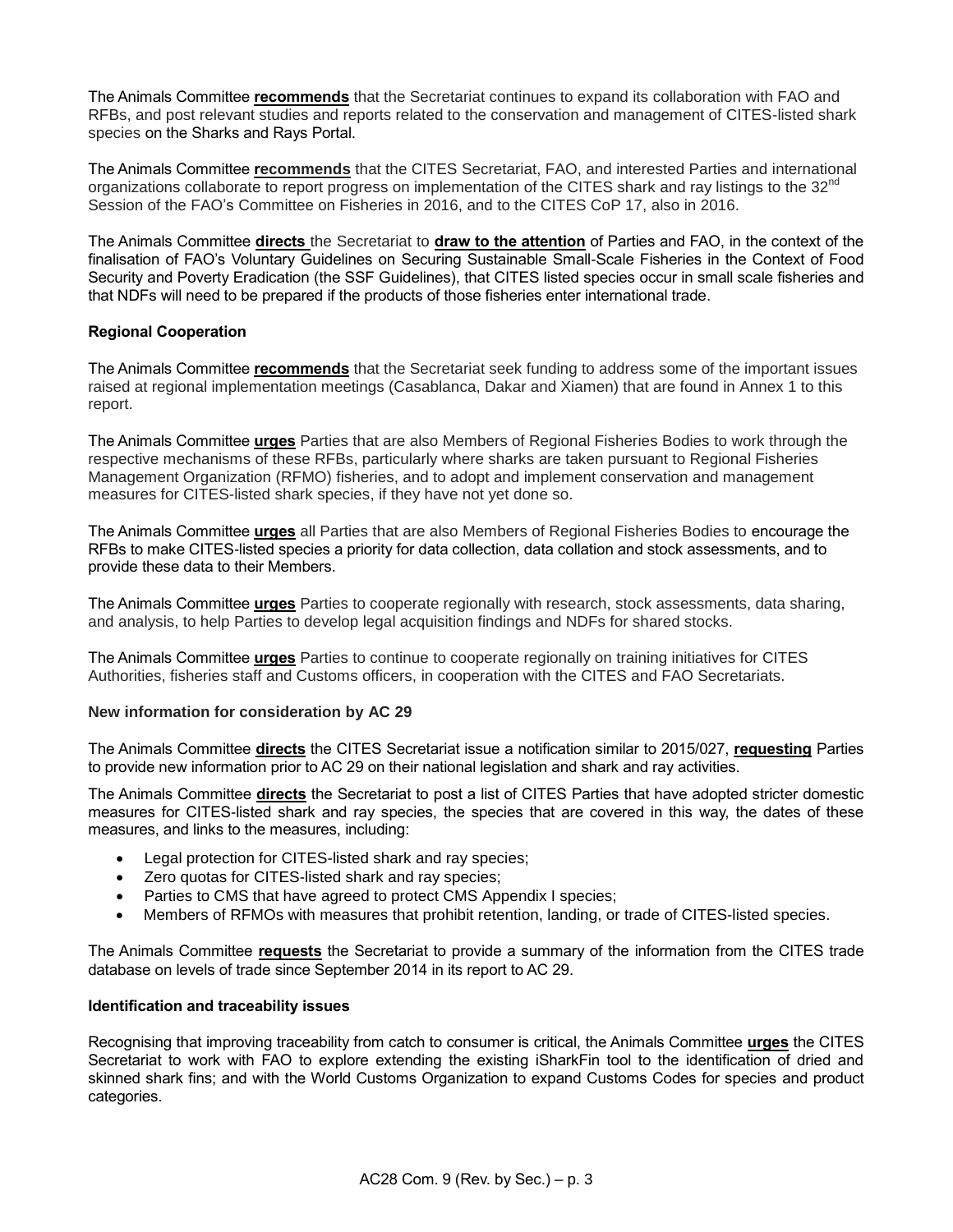The Animals Committee **recommends** that the Secretariat continues to expand its collaboration with FAO and RFBs, and post relevant studies and reports related to the conservation and management of CITES-listed shark species on the Sharks and Rays Portal.

The Animals Committee **recommends** that the CITES Secretariat, FAO, and interested Parties and international organizations collaborate to report progress on implementation of the CITES shark and ray listings to the 32nd Session of the FAO's Committee on Fisheries in 2016, and to the CITES CoP 17, also in 2016.

The Animals Committee **directs** the Secretariat to **draw to the attention** of Parties and FAO, in the context of the finalisation of FAO's Voluntary Guidelines on Securing Sustainable Small-Scale Fisheries in the Context of Food Security and Poverty Eradication (the SSF Guidelines), that CITES listed species occur in small scale fisheries and that NDFs will need to be prepared if the products of those fisheries enter international trade.

**Regional Cooperation**

The Animals Committee **recommends** that the Secretariat seek funding to address some of the important issues raised at regional implementation meetings (Casablanca, Dakar and Xiamen) that are found in Annex 1 to this report.

The Animals Committee **urges** Parties that are also Members of Regional Fisheries Bodies to work through the respective mechanisms of these RFBs, particularly where sharks are taken pursuant to Regional Fisheries Management Organization (RFMO) fisheries, and to adopt and implement conservation and management measures for CITES-listed shark species, if they have not yet done so.

The Animals Committee **urges** all Parties that are also Members of Regional Fisheries Bodies to encourage the RFBs to make CITES-listed species a priority for data collection, data collation and stock assessments, and to provide these data to their Members.

The Animals Committee **urges** Parties to cooperate regionally with research, stock assessments, data sharing, and analysis, to help Parties to develop legal acquisition findings and NDFs for shared stocks.

The Animals Committee **urges** Parties to continue to cooperate regionally on training initiatives for CITES Authorities, fisheries staff and Customs officers, in cooperation with the CITES and FAO Secretariats.

**New information for consideration by AC 29**

The Animals Committee **directs** the CITES Secretariat issue a notification similar to 2015/027, **requesting** Parties to provide new information prior to AC 29 on their national legislation and shark and ray activities.

The Animals Committee **directs** the Secretariat to post a list of CITES Parties that have adopted stricter domestic measures for CITES-listed shark and ray species, the species that are covered in this way, the dates of these measures, and links to the measures, including:

- Legal protection for CITES-listed shark and ray species;
- Zero quotas for CITES-listed shark and ray species;
- Parties to CMS that have agreed to protect CMS Appendix I species;
- Members of RFMOs with measures that prohibit retention, landing, or trade of CITES-listed species.

The Animals Committee **requests** the Secretariat to provide a summary of the information from the CITES trade database on levels of trade since September 2014 in its report to AC 29.

**Identification and traceability issues**

Recognising that improving traceability from catch to consumer is critical, the Animals Committee **urges** the CITES Secretariat to work with FAO to explore extending the existing iSharkFin tool to the identification of dried and skinned shark fins; and with the World Customs Organization to expand Customs Codes for species and product categories.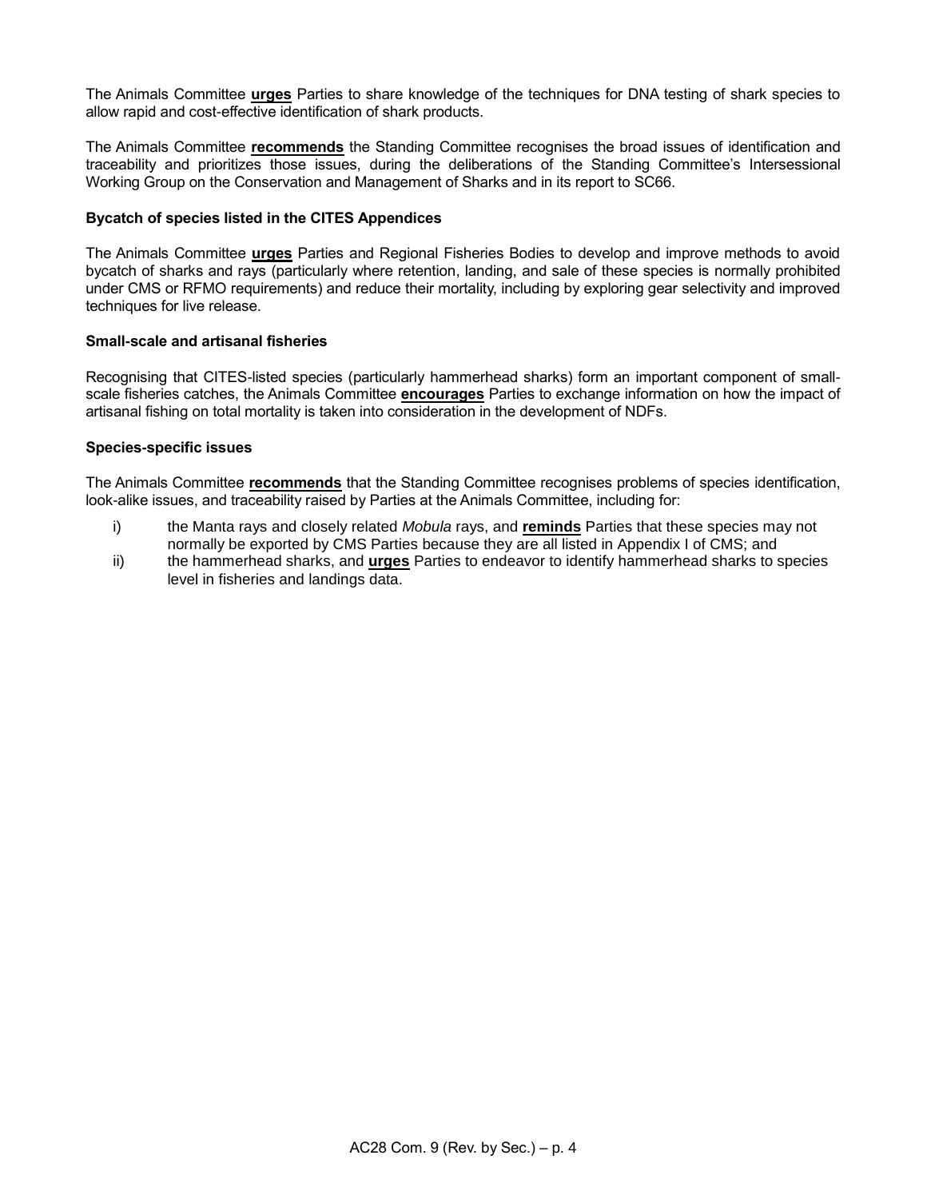The Animals Committee **urges** Parties to share knowledge of the techniques for DNA testing of shark species to allow rapid and cost-effective identification of shark products.

The Animals Committee **recommends** the Standing Committee recognises the broad issues of identification and traceability and prioritizes those issues, during the deliberations of the Standing Committee's Intersessional Working Group on the Conservation and Management of Sharks and in its report to SC66.

**Bycatch of species listed in the CITES Appendices**

The Animals Committee **urges** Parties and Regional Fisheries Bodies to develop and improve methods to avoid bycatch of sharks and rays (particularly where retention, landing, and sale of these species is normally prohibited under CMS or RFMO requirements) and reduce their mortality, including by exploring gear selectivity and improved techniques for live release.

**Small-scale and artisanal fisheries**

Recognising that CITES-listed species (particularly hammerhead sharks) form an important component of small-scale fisheries catches, the Animals Committee **encourages** Parties to exchange information on how the impact of artisanal fishing on total mortality is taken into consideration in the development of NDFs.

**Species-specific issues**

The Animals Committee **recommends** that the Standing Committee recognises problems of species identification, look-alike issues, and traceability raised by Parties at the Animals Committee, including for:

i) the Manta rays and closely related *Mobula* rays, and **reminds** Parties that these species may not normally be exported by CMS Parties because they are all listed in Appendix I of CMS; and

ii) the hammerhead sharks, and **urges** Parties to endeavor to identify hammerhead sharks to species level in fisheries and landings data.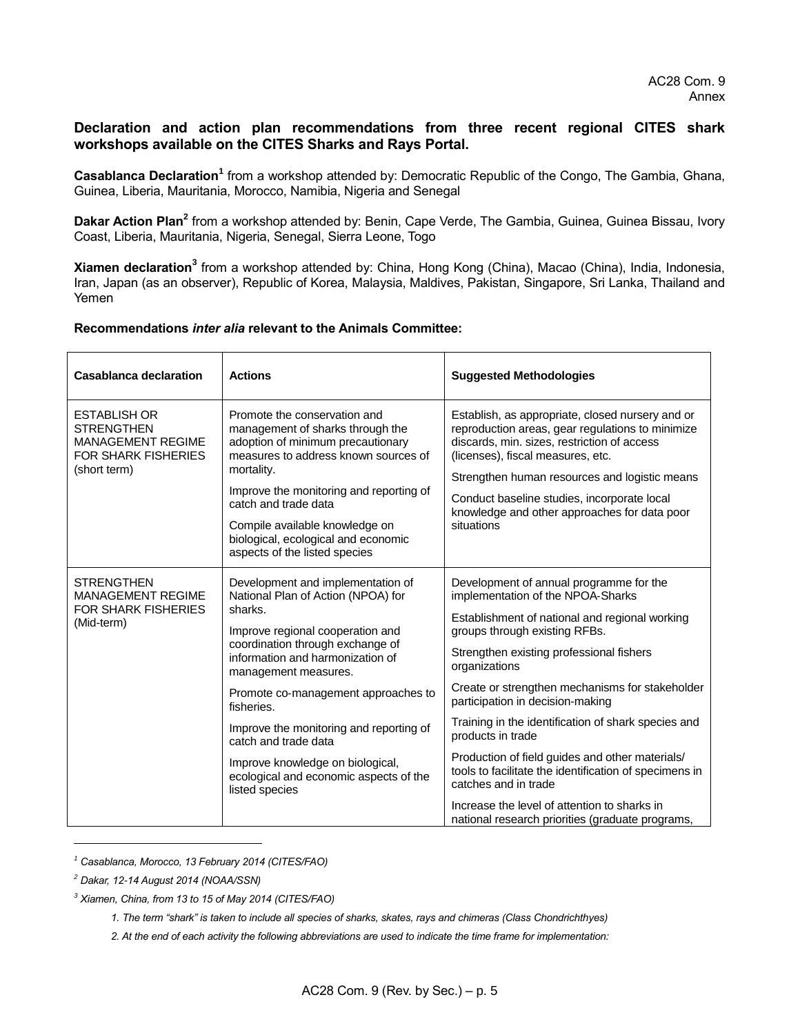**Declaration and action plan recommendations from three recent regional CITES shark workshops available on the CITES Sharks and Rays Portal.**

**Casablanca Declaration**[1] from a workshop attended by: Democratic Republic of the Congo, The Gambia, Ghana, Guinea, Liberia, Mauritania, Morocco, Namibia, Nigeria and Senegal

**Dakar Action Plan**[2] from a workshop attended by: Benin, Cape Verde, The Gambia, Guinea, Guinea Bissau, Ivory Coast, Liberia, Mauritania, Nigeria, Senegal, Sierra Leone, Togo

**Xiamen declaration**[3] from a workshop attended by: China, Hong Kong (China), Macao (China), India, Indonesia, Iran, Japan (as an observer), Republic of Korea, Malaysia, Maldives, Pakistan, Singapore, Sri Lanka, Thailand and Yemen

**Recommendations *inter alia* relevant to the Animals Committee:**

| Casablanca declaration | Actions | Suggested Methodologies |
|---|---|---|
| ESTABLISH OR STRENGTHEN MANAGEMENT REGIME FOR SHARK FISHERIES (short term) | Promote the conservation and management of sharks through the adoption of minimum precautionary measures to address known sources of mortality.<br><br>Improve the monitoring and reporting of catch and trade data<br><br>Compile available knowledge on biological, ecological and economic aspects of the listed species | Establish, as appropriate, closed nursery and or reproduction areas, gear regulations to minimize discards, min. sizes, restriction of access (licenses), fiscal measures, etc.<br><br>Strengthen human resources and logistic means<br><br>Conduct baseline studies, incorporate local knowledge and other approaches for data poor situations |
| STRENGTHEN MANAGEMENT REGIME FOR SHARK FISHERIES (Mid-term) | Development and implementation of National Plan of Action (NPOA) for sharks.<br><br>Improve regional cooperation and coordination through exchange of information and harmonization of management measures.<br><br>Promote co-management approaches to fisheries.<br><br>Improve the monitoring and reporting of catch and trade data<br><br>Improve knowledge on biological, ecological and economic aspects of the listed species | Development of annual programme for the implementation of the NPOA-Sharks<br><br>Establishment of national and regional working groups through existing RFBs.<br><br>Strengthen existing professional fishers organizations<br><br>Create or strengthen mechanisms for stakeholder participation in decision-making<br><br>Training in the identification of shark species and products in trade<br><br>Production of field guides and other materials/ tools to facilitate the identification of specimens in catches and in trade<br><br>Increase the level of attention to sharks in national research priorities (graduate programs, |

---

[1] *Casablanca, Morocco, 13 February 2014 (CITES/FAO)*

[2] *Dakar, 12-14 August 2014 (NOAA/SSN)*

[3] *Xiamen, China, from 13 to 15 of May 2014 (CITES/FAO)*

*1. The term "shark" is taken to include all species of sharks, skates, rays and chimeras (Class Chondrichthyes)*

*2. At the end of each activity the following abbreviations are used to indicate the time frame for implementation:*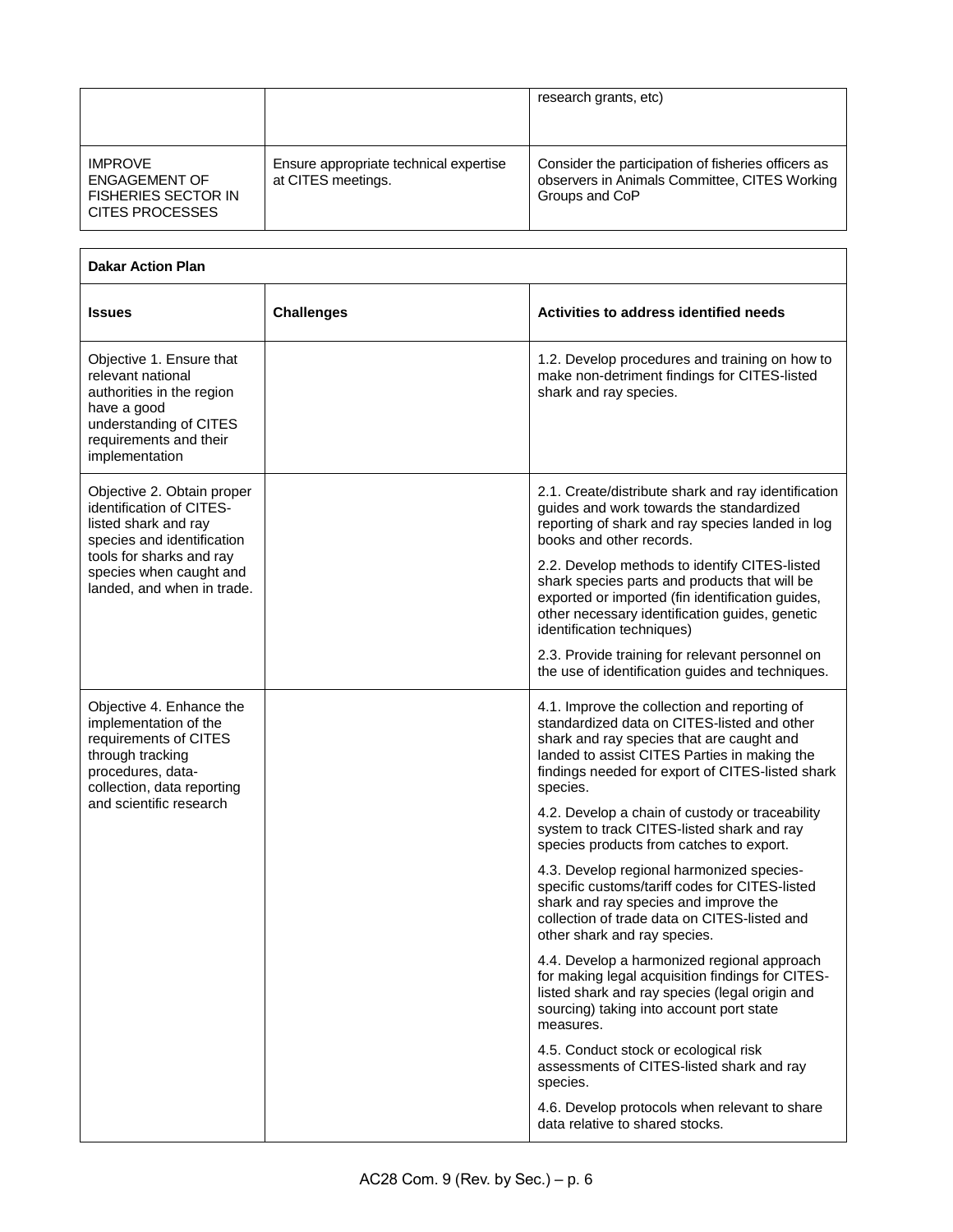| | | |
|---|---|---|
| | | research grants, etc) |
| IMPROVE ENGAGEMENT OF FISHERIES SECTOR IN CITES PROCESSES | Ensure appropriate technical expertise at CITES meetings. | Consider the participation of fisheries officers as observers in Animals Committee, CITES Working Groups and CoP |

| **Dakar Action Plan** | | |
|---|---|---|
| **Issues** | **Challenges** | **Activities to address identified needs** |
| Objective 1. Ensure that relevant national authorities in the region have a good understanding of CITES requirements and their implementation | | 1.2. Develop procedures and training on how to make non-detriment findings for CITES-listed shark and ray species. |
| Objective 2. Obtain proper identification of CITES-listed shark and ray species and identification tools for sharks and ray species when caught and landed, and when in trade. | | 2.1. Create/distribute shark and ray identification guides and work towards the standardized reporting of shark and ray species landed in log books and other records.<br><br>2.2. Develop methods to identify CITES-listed shark species parts and products that will be exported or imported (fin identification guides, other necessary identification guides, genetic identification techniques)<br><br>2.3. Provide training for relevant personnel on the use of identification guides and techniques. |
| Objective 4. Enhance the implementation of the requirements of CITES through tracking procedures, data-collection, data reporting and scientific research | | 4.1. Improve the collection and reporting of standardized data on CITES-listed and other shark and ray species that are caught and landed to assist CITES Parties in making the findings needed for export of CITES-listed shark species.<br><br>4.2. Develop a chain of custody or traceability system to track CITES-listed shark and ray species products from catches to export.<br><br>4.3. Develop regional harmonized species-specific customs/tariff codes for CITES-listed shark and ray species and improve the collection of trade data on CITES-listed and other shark and ray species.<br><br>4.4. Develop a harmonized regional approach for making legal acquisition findings for CITES-listed shark and ray species (legal origin and sourcing) taking into account port state measures.<br><br>4.5. Conduct stock or ecological risk assessments of CITES-listed shark and ray species.<br><br>4.6. Develop protocols when relevant to share data relative to shared stocks. |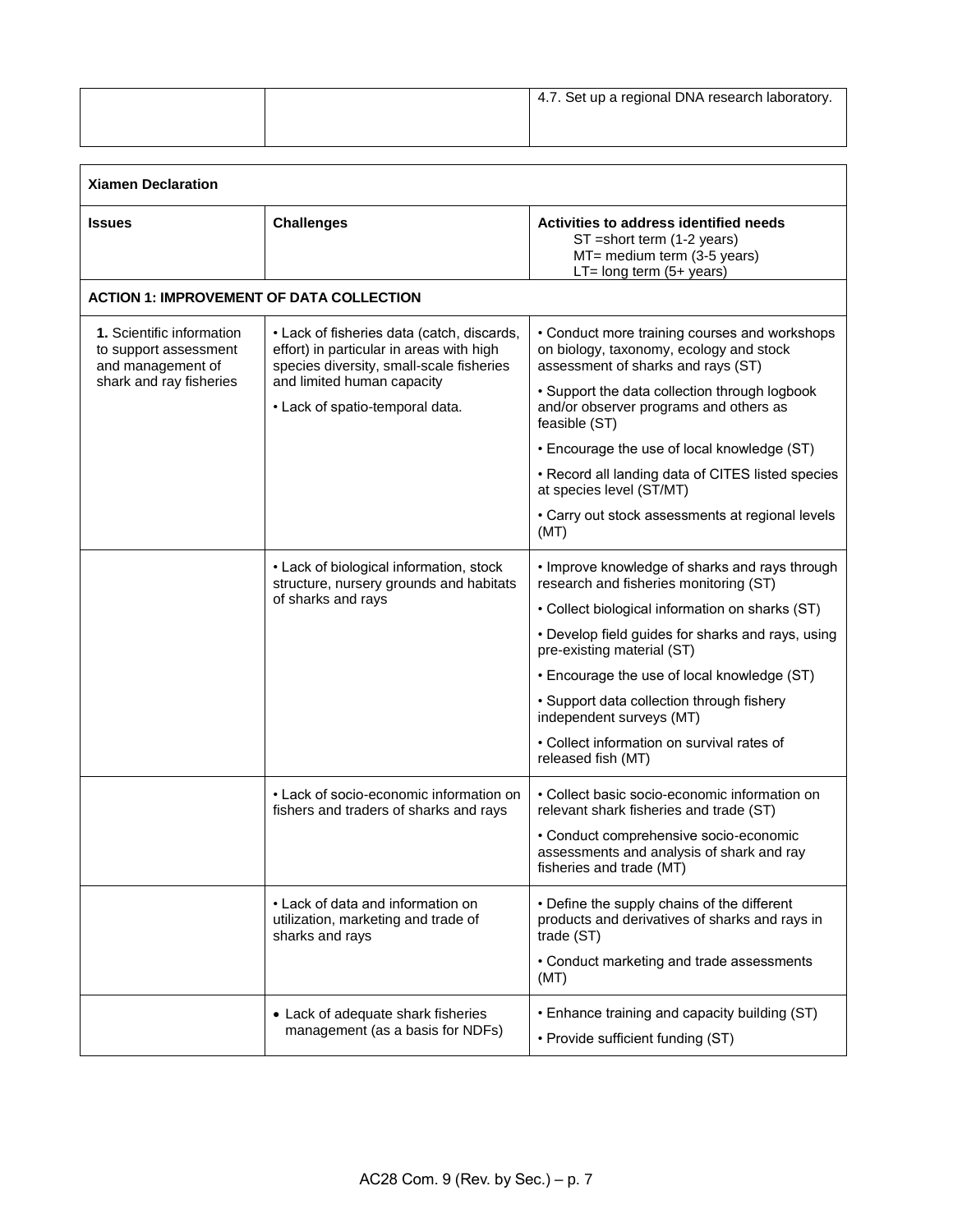| | | 4.7. Set up a regional DNA research laboratory. |
|---|---|---|

| **Xiamen Declaration** | | |
|---|---|---|
| **Issues** | **Challenges** | **Activities to address identified needs**<br>ST =short term (1-2 years)<br>MT= medium term (3-5 years)<br>LT= long term (5+ years) |
| **ACTION 1: IMPROVEMENT OF DATA COLLECTION** | | |
| **1.** Scientific information to support assessment and management of shark and ray fisheries | • Lack of fisheries data (catch, discards, effort) in particular in areas with high species diversity, small-scale fisheries and limited human capacity<br>• Lack of spatio-temporal data. | • Conduct more training courses and workshops on biology, taxonomy, ecology and stock assessment of sharks and rays (ST)<br>• Support the data collection through logbook and/or observer programs and others as feasible (ST)<br>• Encourage the use of local knowledge (ST)<br>• Record all landing data of CITES listed species at species level (ST/MT)<br>• Carry out stock assessments at regional levels (MT) |
| | • Lack of biological information, stock structure, nursery grounds and habitats of sharks and rays | • Improve knowledge of sharks and rays through research and fisheries monitoring (ST)<br>• Collect biological information on sharks (ST)<br>• Develop field guides for sharks and rays, using pre-existing material (ST)<br>• Encourage the use of local knowledge (ST)<br>• Support data collection through fishery independent surveys (MT)<br>• Collect information on survival rates of released fish (MT) |
| | • Lack of socio-economic information on fishers and traders of sharks and rays | • Collect basic socio-economic information on relevant shark fisheries and trade (ST)<br>• Conduct comprehensive socio-economic assessments and analysis of shark and ray fisheries and trade (MT) |
| | • Lack of data and information on utilization, marketing and trade of sharks and rays | • Define the supply chains of the different products and derivatives of sharks and rays in trade (ST)<br>• Conduct marketing and trade assessments (MT) |
| | • Lack of adequate shark fisheries management (as a basis for NDFs) | • Enhance training and capacity building (ST)<br>• Provide sufficient funding (ST) |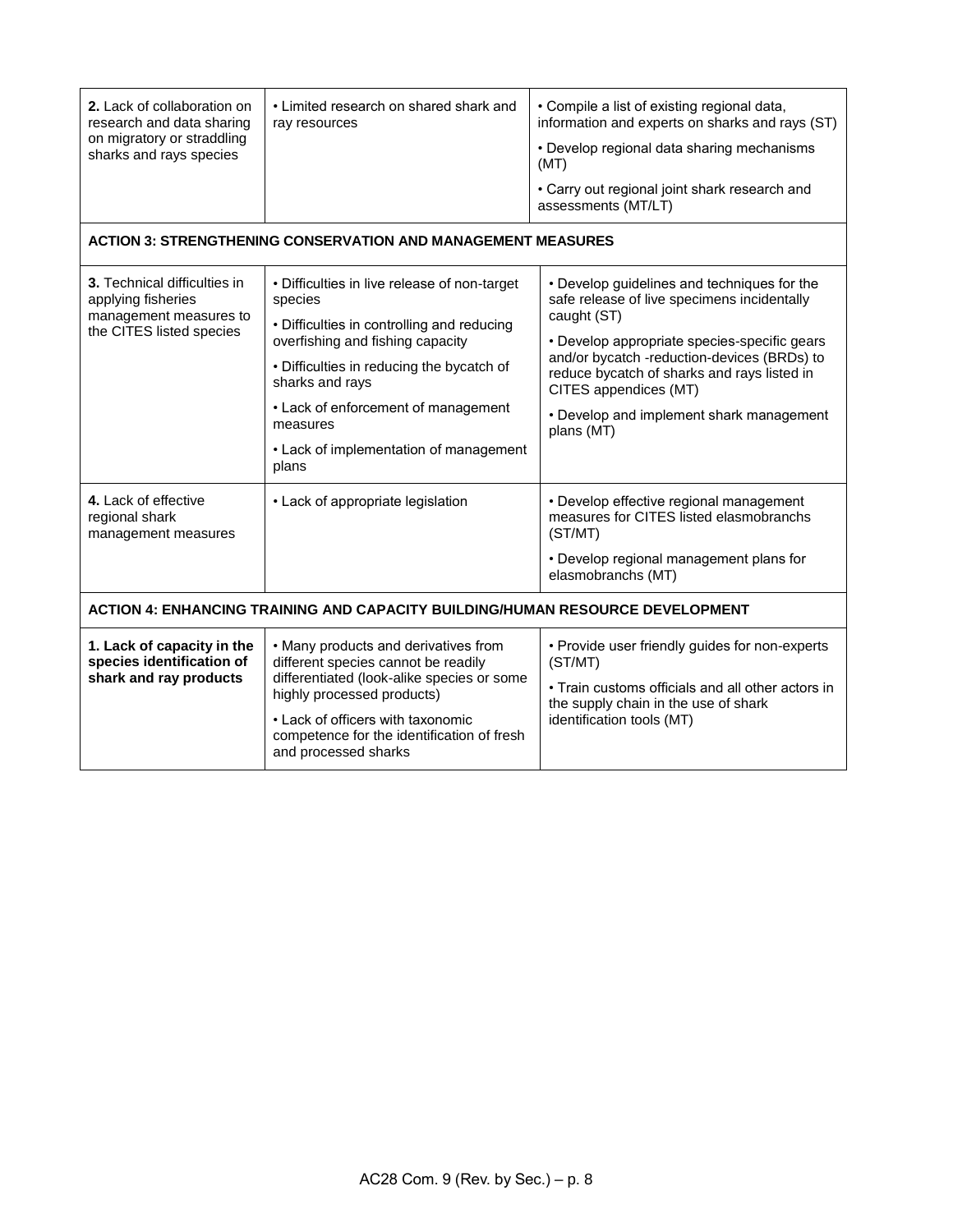| | | |
|---|---|---|
| **2.** Lack of collaboration on research and data sharing on migratory or straddling sharks and rays species | • Limited research on shared shark and ray resources | • Compile a list of existing regional data, information and experts on sharks and rays (ST)<br>• Develop regional data sharing mechanisms (MT)<br>• Carry out regional joint shark research and assessments (MT/LT) |
| **ACTION 3: STRENGTHENING CONSERVATION AND MANAGEMENT MEASURES** | | |
| **3.** Technical difficulties in applying fisheries management measures to the CITES listed species | • Difficulties in live release of non-target species<br>• Difficulties in controlling and reducing overfishing and fishing capacity<br>• Difficulties in reducing the bycatch of sharks and rays<br>• Lack of enforcement of management measures<br>• Lack of implementation of management plans | • Develop guidelines and techniques for the safe release of live specimens incidentally caught (ST)<br>• Develop appropriate species-specific gears and/or bycatch -reduction-devices (BRDs) to reduce bycatch of sharks and rays listed in CITES appendices (MT)<br>• Develop and implement shark management plans (MT) |
| **4.** Lack of effective regional shark management measures | • Lack of appropriate legislation | • Develop effective regional management measures for CITES listed elasmobranchs (ST/MT)<br>• Develop regional management plans for elasmobranchs (MT) |
| **ACTION 4: ENHANCING TRAINING AND CAPACITY BUILDING/HUMAN RESOURCE DEVELOPMENT** | | |
| **1. Lack of capacity in the species identification of shark and ray products** | • Many products and derivatives from different species cannot be readily differentiated (look-alike species or some highly processed products)<br>• Lack of officers with taxonomic competence for the identification of fresh and processed sharks | • Provide user friendly guides for non-experts (ST/MT)<br>• Train customs officials and all other actors in the supply chain in the use of shark identification tools (MT) |